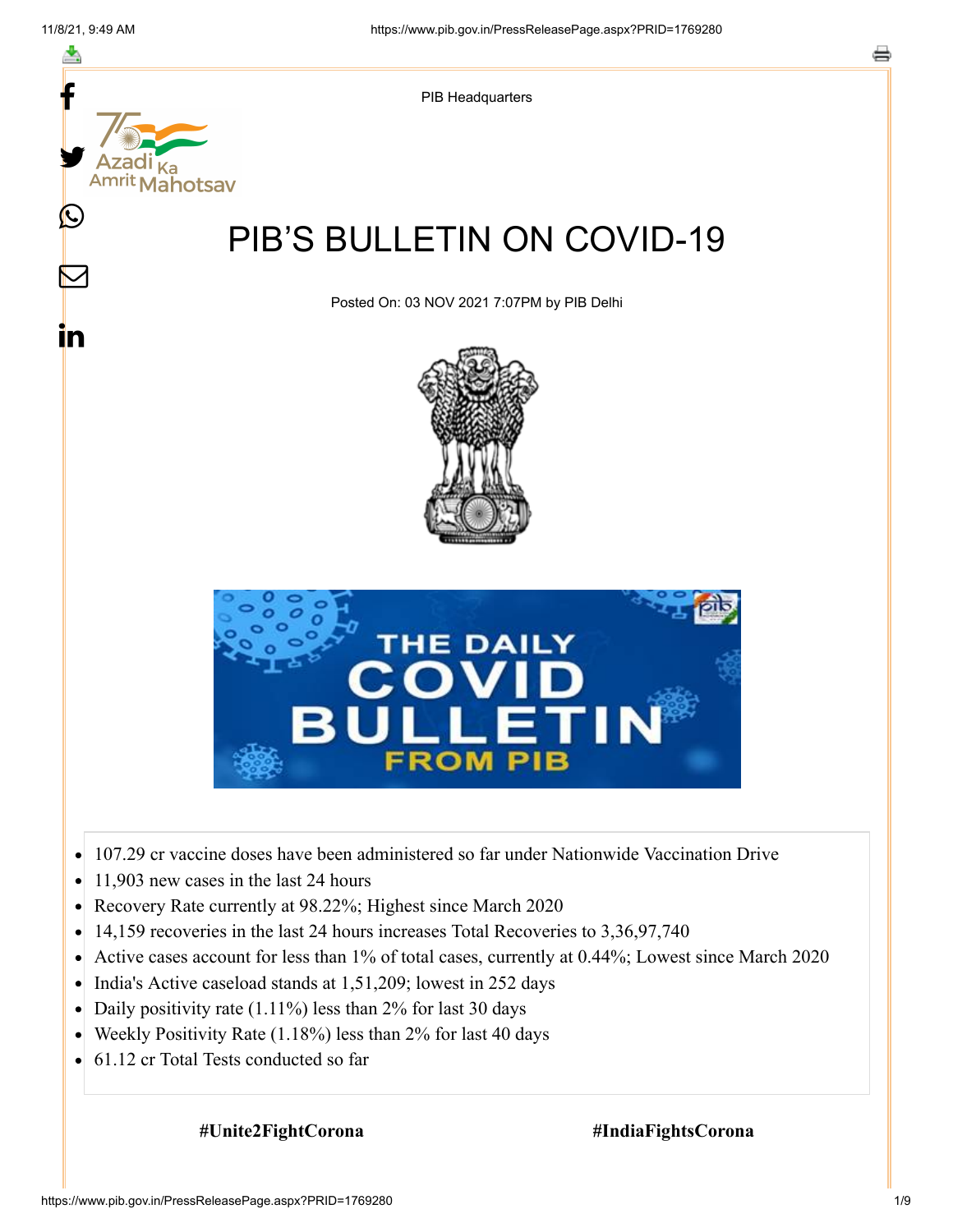PIB Headquarters

# PIB'S BULLETIN ON COVID-19

Posted On: 03 NOV 2021 7:07PM by PIB Delhi

- 107.29 cr vaccine doses have been administered so far under Nationwide Vaccination Drive
- 11,903 new cases in the last 24 hours
- Recovery Rate currently at 98.22%; Highest since March 2020
- 14,159 recoveries in the last 24 hours increases Total Recoveries to 3,36,97,740
- Active cases account for less than 1% of total cases, currently at 0.44%; Lowest since March 2020
- India's Active caseload stands at 1,51,209; lowest in 252 days
- Daily positivity rate (1.11%) less than 2% for last 30 days
- Weekly Positivity Rate (1.18%) less than 2% for last 40 days
- 61.12 cr Total Tests conducted so far

**#Unite2FightCorona** **#IndiaFightsCorona**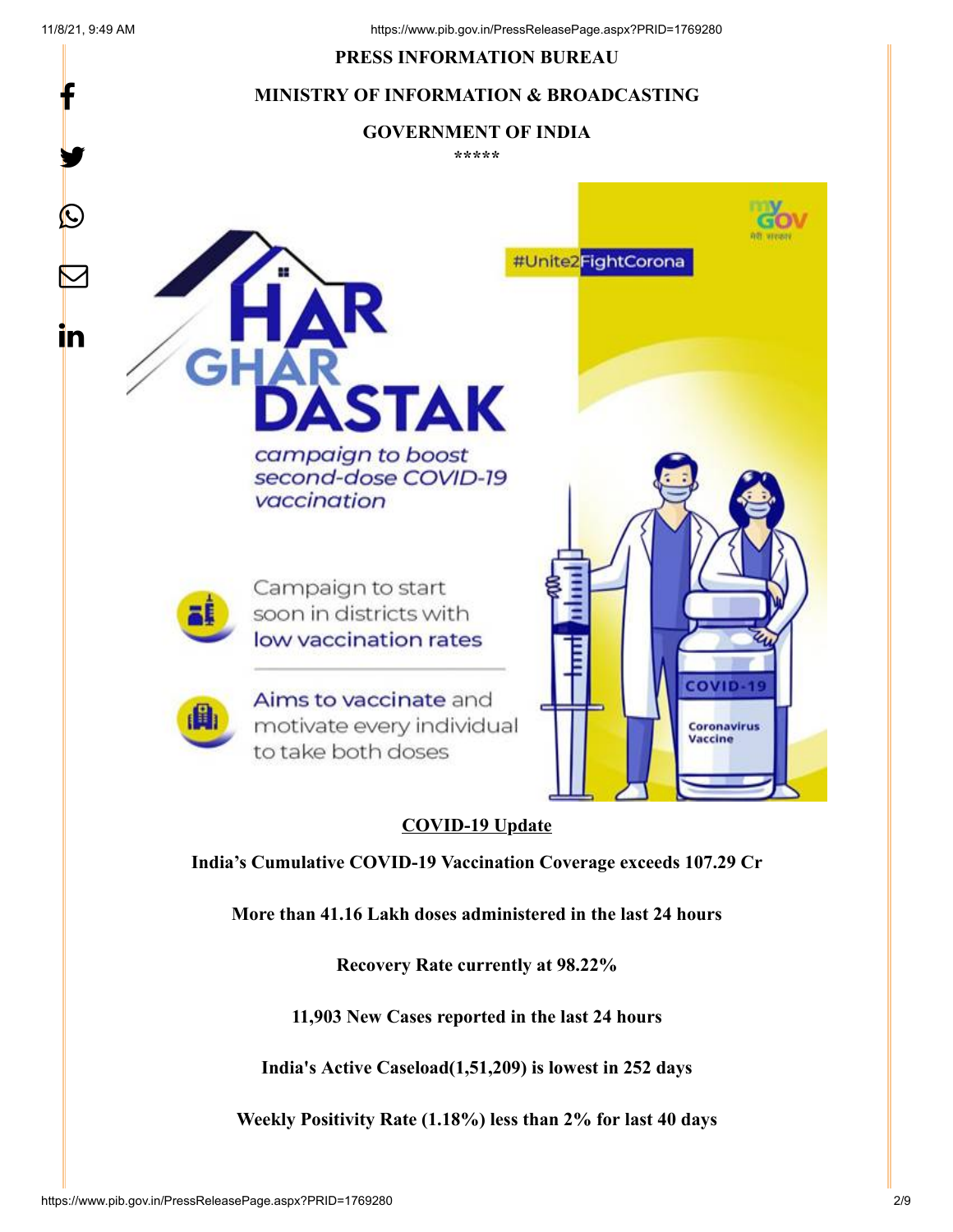**PRESS INFORMATION BUREAU**

**MINISTRY OF INFORMATION & BROADCASTING**

**GOVERNMENT OF INDIA**

\*\*\*\*\*

HAR GHAR DASTAK

*campaign to boost second-dose COVID-19 vaccination*

#Unite2FightCorona

Campaign to start soon in districts with low vaccination rates

Aims to vaccinate and motivate every individual to take both doses

## COVID-19 Update

**India's Cumulative COVID-19 Vaccination Coverage exceeds 107.29 Cr**

**More than 41.16 Lakh doses administered in the last 24 hours**

**Recovery Rate currently at 98.22%**

**11,903 New Cases reported in the last 24 hours**

**India's Active Caseload(1,51,209) is lowest in 252 days**

**Weekly Positivity Rate (1.18%) less than 2% for last 40 days**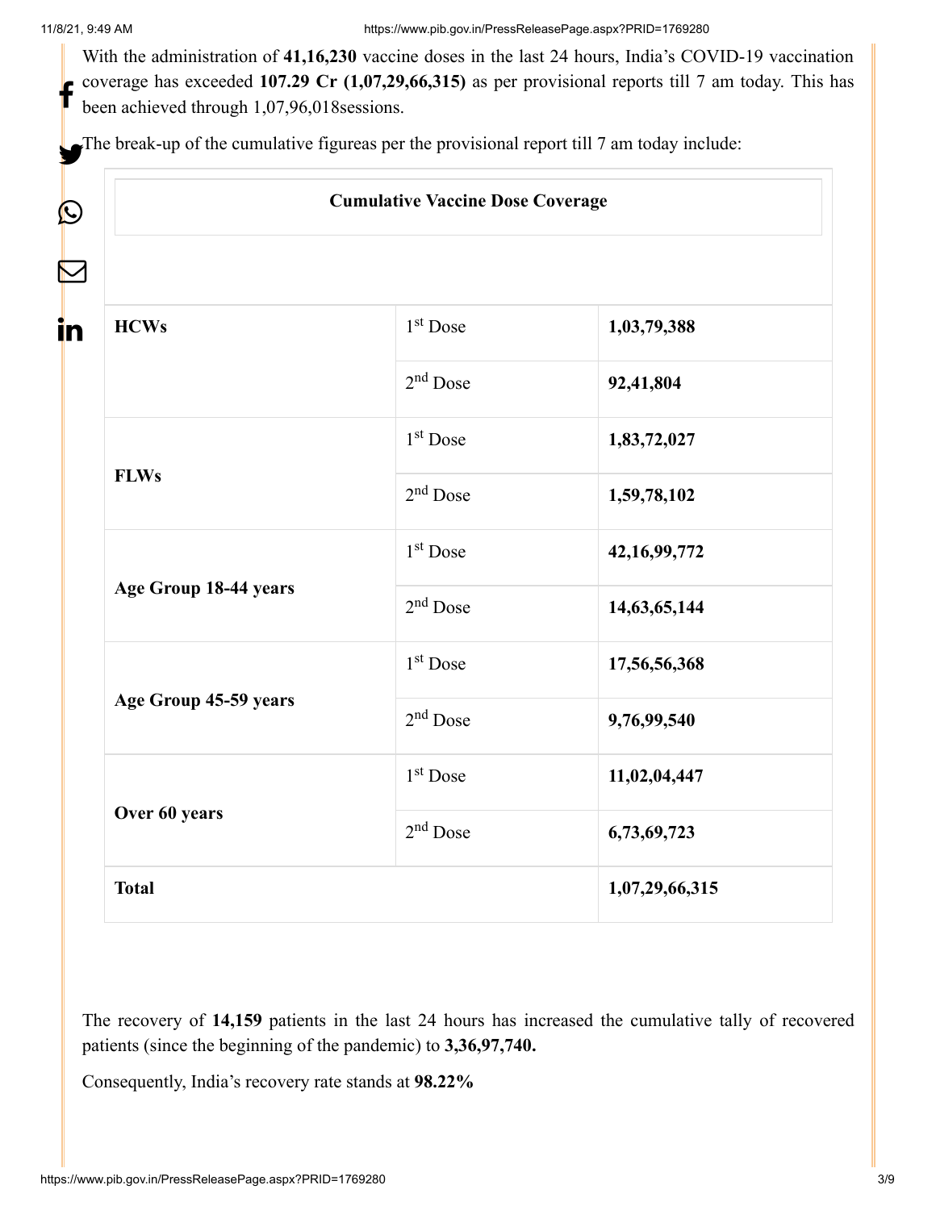With the administration of **41,16,230** vaccine doses in the last 24 hours, India's COVID-19 vaccination coverage has exceeded **107.29 Cr (1,07,29,66,315)** as per provisional reports till 7 am today. This has been achieved through 1,07,96,018sessions.

The break-up of the cumulative figureas per the provisional report till 7 am today include:

| **Cumulative Vaccine Dose Coverage** | | |
|---|---|---|
| **HCWs** | 1st Dose | **1,03,79,388** |
| | 2nd Dose | **92,41,804** |
| **FLWs** | 1st Dose | **1,83,72,027** |
| | 2nd Dose | **1,59,78,102** |
| **Age Group 18-44 years** | 1st Dose | **42,16,99,772** |
| | 2nd Dose | **14,63,65,144** |
| **Age Group 45-59 years** | 1st Dose | **17,56,56,368** |
| | 2nd Dose | **9,76,99,540** |
| **Over 60 years** | 1st Dose | **11,02,04,447** |
| | 2nd Dose | **6,73,69,723** |
| **Total** | | **1,07,29,66,315** |

The recovery of **14,159** patients in the last 24 hours has increased the cumulative tally of recovered patients (since the beginning of the pandemic) to **3,36,97,740.**

Consequently, India's recovery rate stands at **98.22%**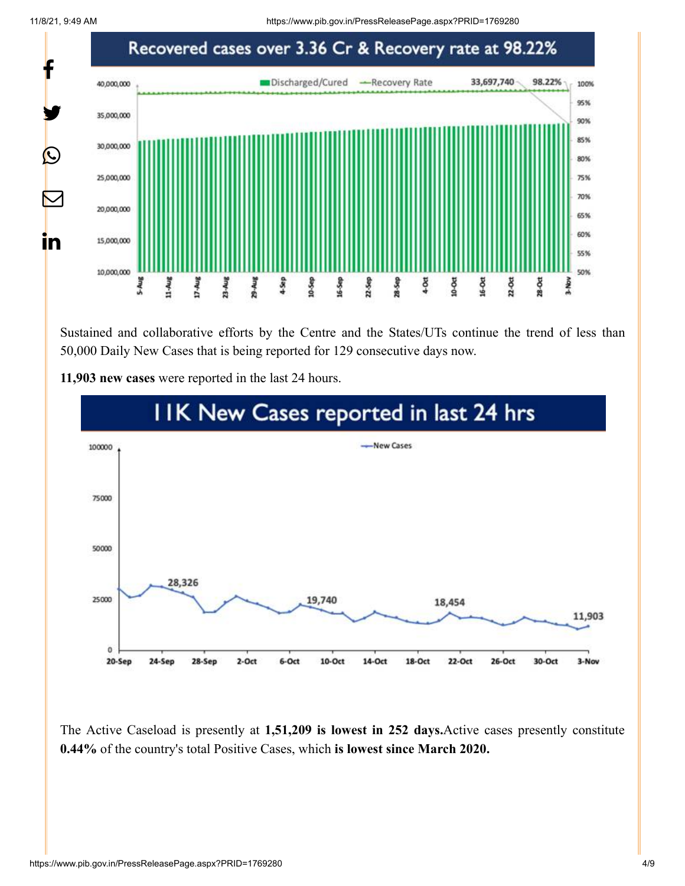## Recovered cases over 3.36 Cr & Recovery rate at 98.22%

Sustained and collaborative efforts by the Centre and the States/UTs continue the trend of less than 50,000 Daily New Cases that is being reported for 129 consecutive days now.

**11,903 new cases** were reported in the last 24 hours.

## 11K New Cases reported in last 24 hrs

The Active Caseload is presently at **1,51,209 is lowest in 252 days.** Active cases presently constitute **0.44%** of the country's total Positive Cases, which **is lowest since March 2020.**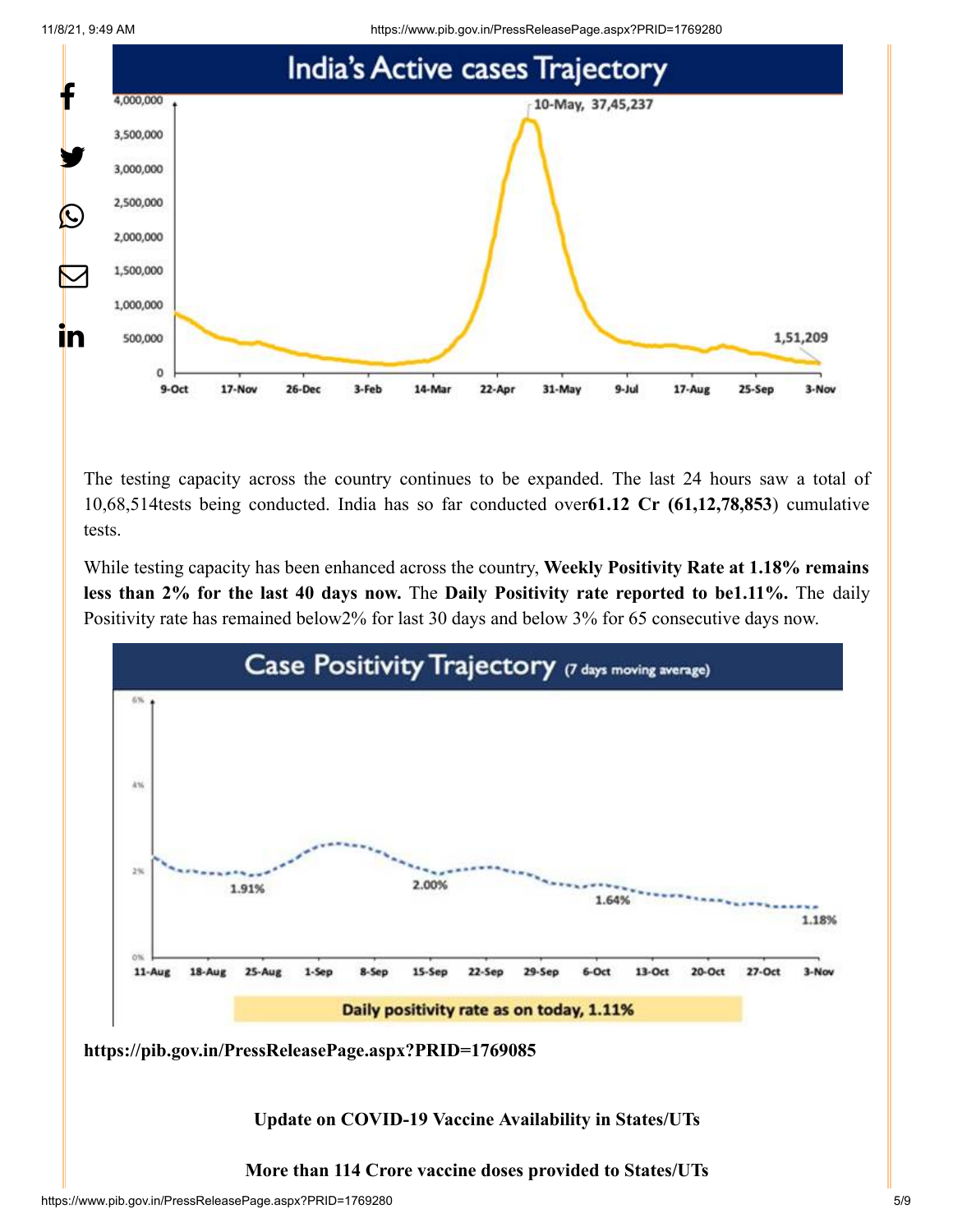The testing capacity across the country continues to be expanded. The last 24 hours saw a total of 10,68,514tests being conducted. India has so far conducted over**61.12 Cr (61,12,78,853**) cumulative tests.

While testing capacity has been enhanced across the country, **Weekly Positivity Rate at 1.18% remains less than 2% for the last 40 days now.** The **Daily Positivity rate reported to be1.11%.** The daily Positivity rate has remained below2% for last 30 days and below 3% for 65 consecutive days now.

**https://pib.gov.in/PressReleasePage.aspx?PRID=1769085**

**Update on COVID-19 Vaccine Availability in States/UTs**

**More than 114 Crore vaccine doses provided to States/UTs**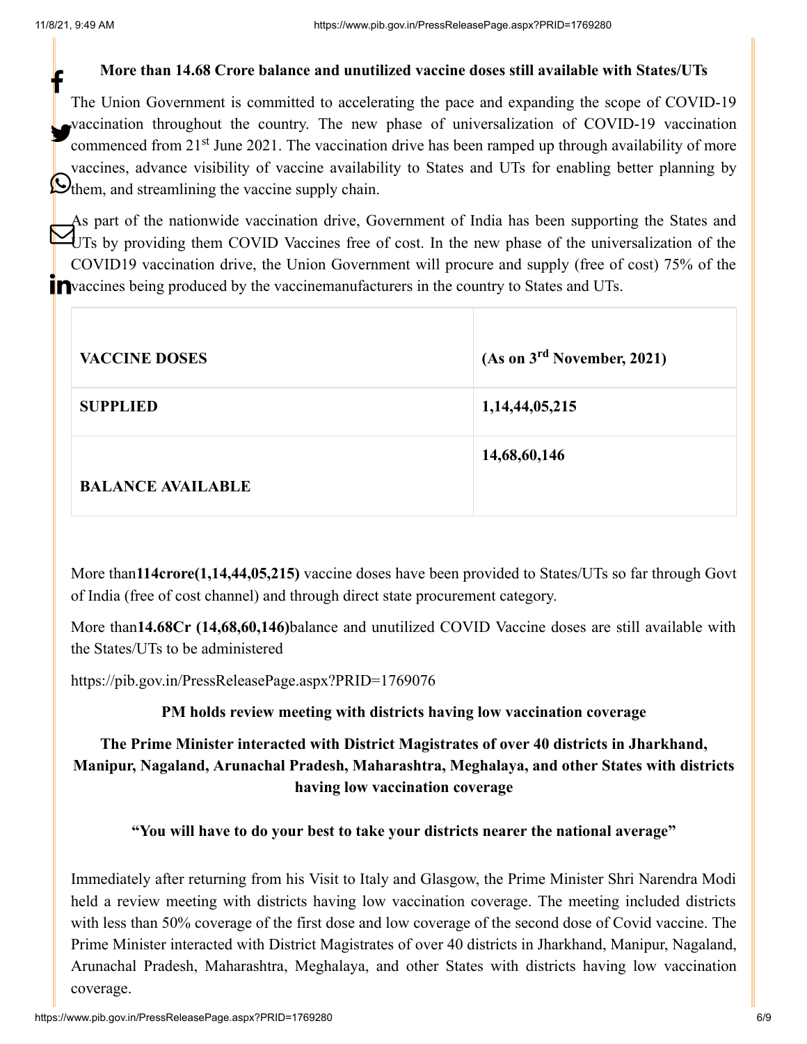**More than 14.68 Crore balance and unutilized vaccine doses still available with States/UTs**

The Union Government is committed to accelerating the pace and expanding the scope of COVID-19 vaccination throughout the country. The new phase of universalization of COVID-19 vaccination commenced from 21st June 2021. The vaccination drive has been ramped up through availability of more vaccines, advance visibility of vaccine availability to States and UTs for enabling better planning by them, and streamlining the vaccine supply chain.

As part of the nationwide vaccination drive, Government of India has been supporting the States and UTs by providing them COVID Vaccines free of cost. In the new phase of the universalization of the COVID19 vaccination drive, the Union Government will procure and supply (free of cost) 75% of the vaccines being produced by the vaccinemanufacturers in the country to States and UTs.

| VACCINE DOSES | (As on 3rd November, 2021) |
|---|---|
| SUPPLIED | 1,14,44,05,215 |
| BALANCE AVAILABLE | 14,68,60,146 |

More than **114crore(1,14,44,05,215)** vaccine doses have been provided to States/UTs so far through Govt of India (free of cost channel) and through direct state procurement category.

More than **14.68Cr (14,68,60,146)** balance and unutilized COVID Vaccine doses are still available with the States/UTs to be administered

https://pib.gov.in/PressReleasePage.aspx?PRID=1769076

**PM holds review meeting with districts having low vaccination coverage**

**The Prime Minister interacted with District Magistrates of over 40 districts in Jharkhand, Manipur, Nagaland, Arunachal Pradesh, Maharashtra, Meghalaya, and other States with districts having low vaccination coverage**

**"You will have to do your best to take your districts nearer the national average"**

Immediately after returning from his Visit to Italy and Glasgow, the Prime Minister Shri Narendra Modi held a review meeting with districts having low vaccination coverage. The meeting included districts with less than 50% coverage of the first dose and low coverage of the second dose of Covid vaccine. The Prime Minister interacted with District Magistrates of over 40 districts in Jharkhand, Manipur, Nagaland, Arunachal Pradesh, Maharashtra, Meghalaya, and other States with districts having low vaccination coverage.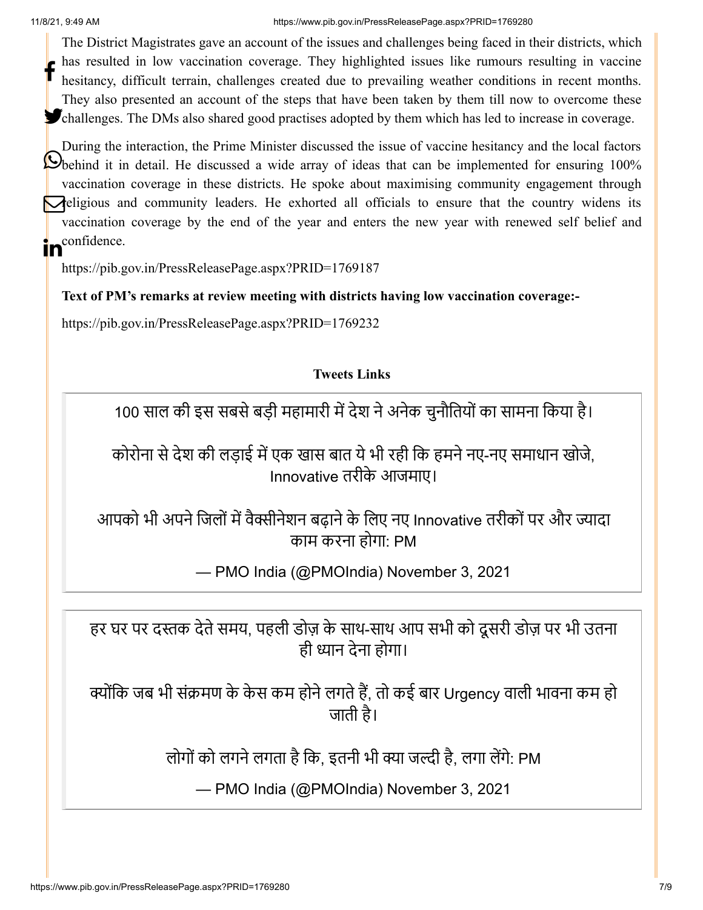The District Magistrates gave an account of the issues and challenges being faced in their districts, which has resulted in low vaccination coverage. They highlighted issues like rumours resulting in vaccine hesitancy, difficult terrain, challenges created due to prevailing weather conditions in recent months. They also presented an account of the steps that have been taken by them till now to overcome these challenges. The DMs also shared good practises adopted by them which has led to increase in coverage.

During the interaction, the Prime Minister discussed the issue of vaccine hesitancy and the local factors behind it in detail. He discussed a wide array of ideas that can be implemented for ensuring 100% vaccination coverage in these districts. He spoke about maximising community engagement through religious and community leaders. He exhorted all officials to ensure that the country widens its vaccination coverage by the end of the year and enters the new year with renewed self belief and confidence.

https://pib.gov.in/PressReleasePage.aspx?PRID=1769187

**Text of PM's remarks at review meeting with districts having low vaccination coverage:-**

https://pib.gov.in/PressReleasePage.aspx?PRID=1769232

**Tweets Links**

> 100 साल की इस सबसे बड़ी महामारी में देश ने अनेक चुनौतियों का सामना किया है।
>
> कोरोना से देश की लड़ाई में एक खास बात ये भी रही कि हमने नए-नए समाधान खोजे, Innovative तरीके आजमाए।
>
> आपको भी अपने जिलों में वैक्सीनेशन बढ़ाने के लिए नए Innovative तरीकों पर और ज्यादा काम करना होगा: PM
>
> — PMO India (@PMOIndia) November 3, 2021

> हर घर पर दस्तक देते समय, पहली डोज़ के साथ-साथ आप सभी को दूसरी डोज़ पर भी उतना ही ध्यान देना होगा।
>
> क्योंकि जब भी संक्रमण के केस कम होने लगते हैं, तो कई बार Urgency वाली भावना कम हो जाती है।
>
> लोगों को लगने लगता है कि, इतनी भी क्या जल्दी है, लगा लेंगे: PM
>
> — PMO India (@PMOIndia) November 3, 2021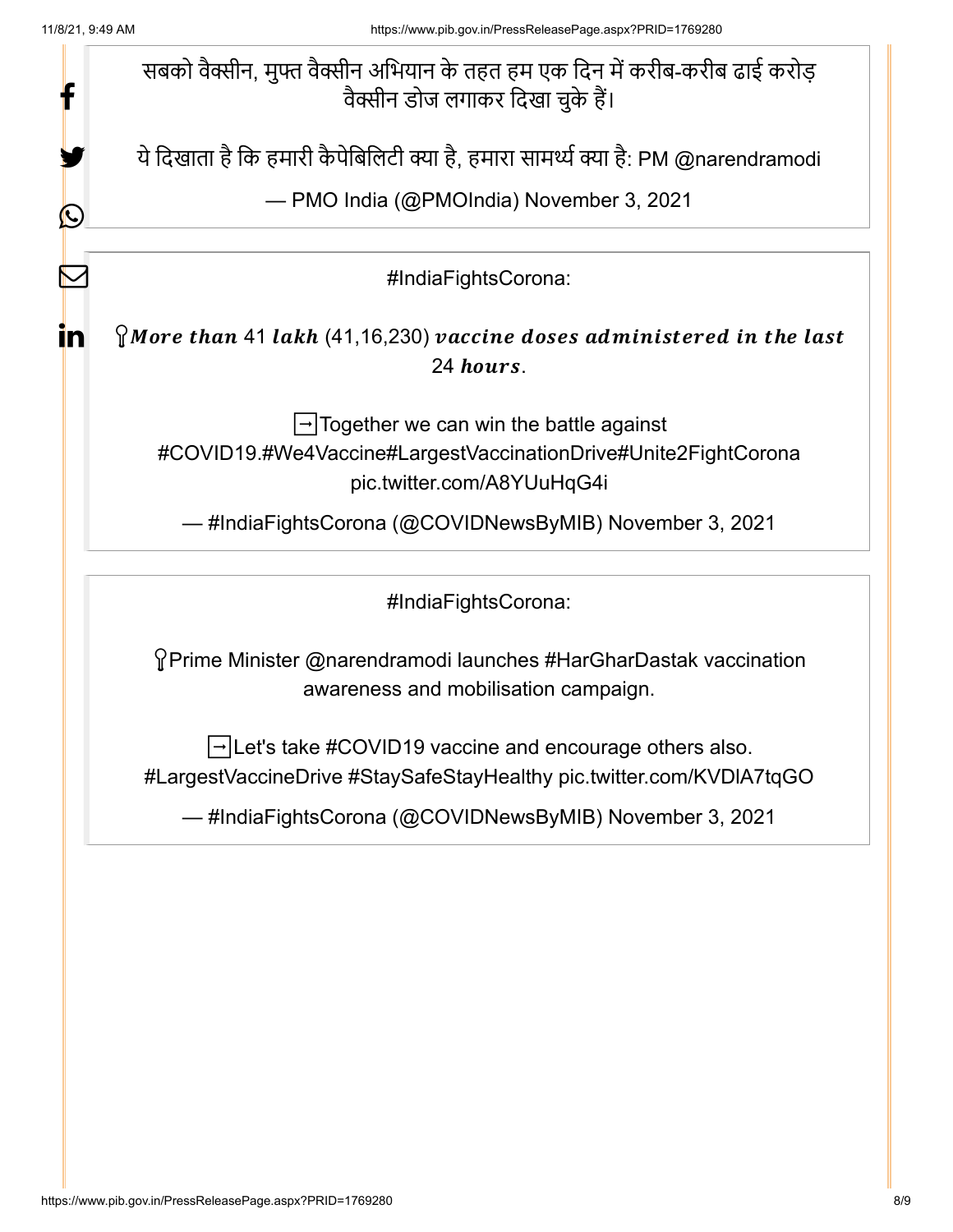सबको वैक्सीन, मुफ्त वैक्सीन अभियान के तहत हम एक दिन में करीब-करीब ढाई करोड़ वैक्सीन डोज लगाकर दिखा चुके हैं।

ये दिखाता है कि हमारी कैपेबिलिटी क्या है, हमारा सामर्थ्य क्या है: PM @narendramodi

— PMO India (@PMOIndia) November 3, 2021

#IndiaFightsCorona:

*More than* 41 *lakh* (41,16,230) *vaccine doses administered in the last* 24 *hours*.

➡️Together we can win the battle against #COVID19.#We4Vaccine#LargestVaccinationDrive#Unite2FightCorona pic.twitter.com/A8YUuHqG4i

— #IndiaFightsCorona (@COVIDNewsByMIB) November 3, 2021

#IndiaFightsCorona:

Prime Minister @narendramodi launches #HarGharDastak vaccination awareness and mobilisation campaign.

➡️Let's take #COVID19 vaccine and encourage others also. #LargestVaccineDrive #StaySafeStayHealthy pic.twitter.com/KVDlA7tqGO

— #IndiaFightsCorona (@COVIDNewsByMIB) November 3, 2021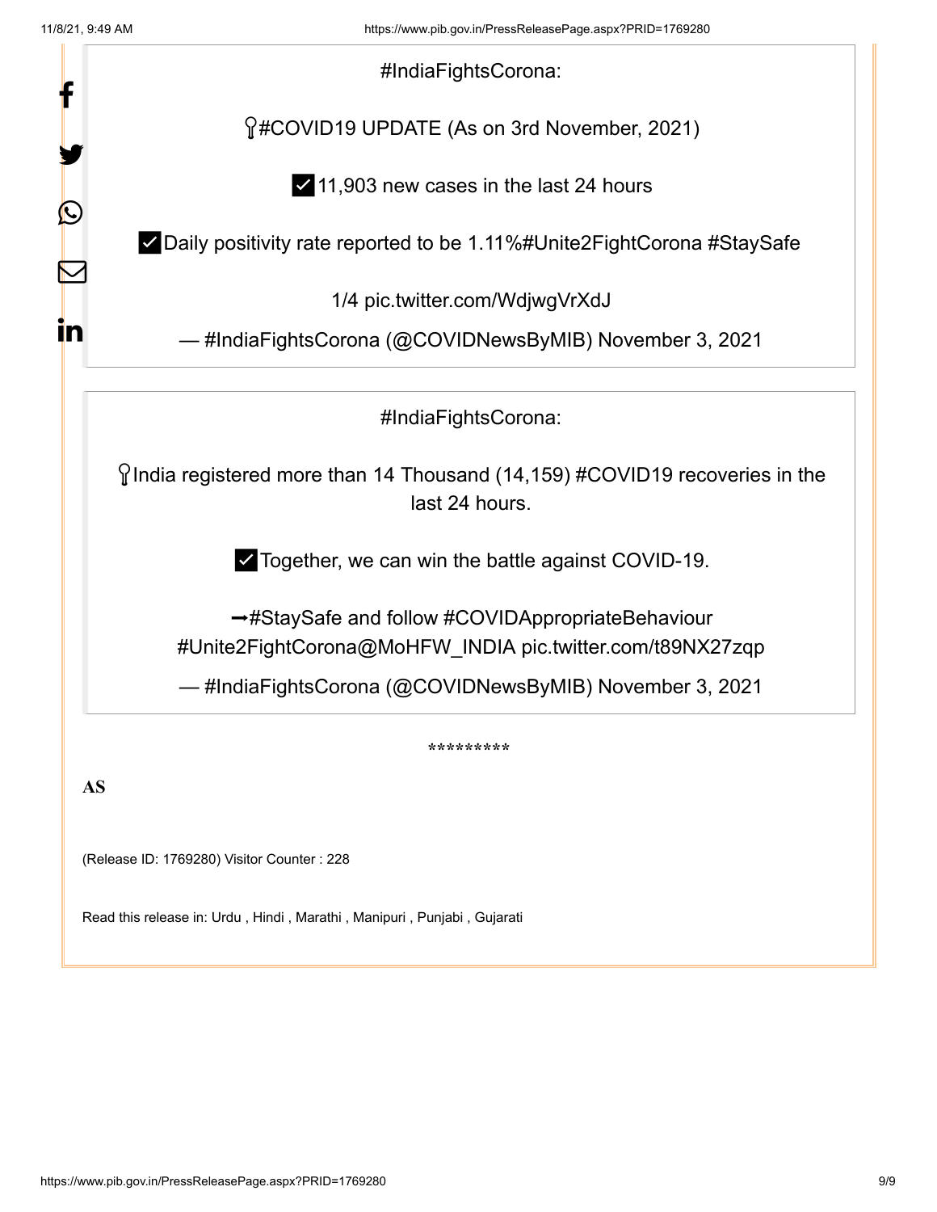#IndiaFightsCorona:

#COVID19 UPDATE (As on 3rd November, 2021)

✅11,903 new cases in the last 24 hours

✅Daily positivity rate reported to be 1.11%#Unite2FightCorona #StaySafe

1/4 pic.twitter.com/WdjwgVrXdJ

— #IndiaFightsCorona (@COVIDNewsByMIB) November 3, 2021

#IndiaFightsCorona:

India registered more than 14 Thousand (14,159) #COVID19 recoveries in the last 24 hours.

✅Together, we can win the battle against COVID-19.

➡#StaySafe and follow #COVIDAppropriateBehaviour #Unite2FightCorona@MoHFW_INDIA pic.twitter.com/t89NX27zqp

— #IndiaFightsCorona (@COVIDNewsByMIB) November 3, 2021

*********

**AS**

(Release ID: 1769280) Visitor Counter : 228

Read this release in: Urdu , Hindi , Marathi , Manipuri , Punjabi , Gujarati